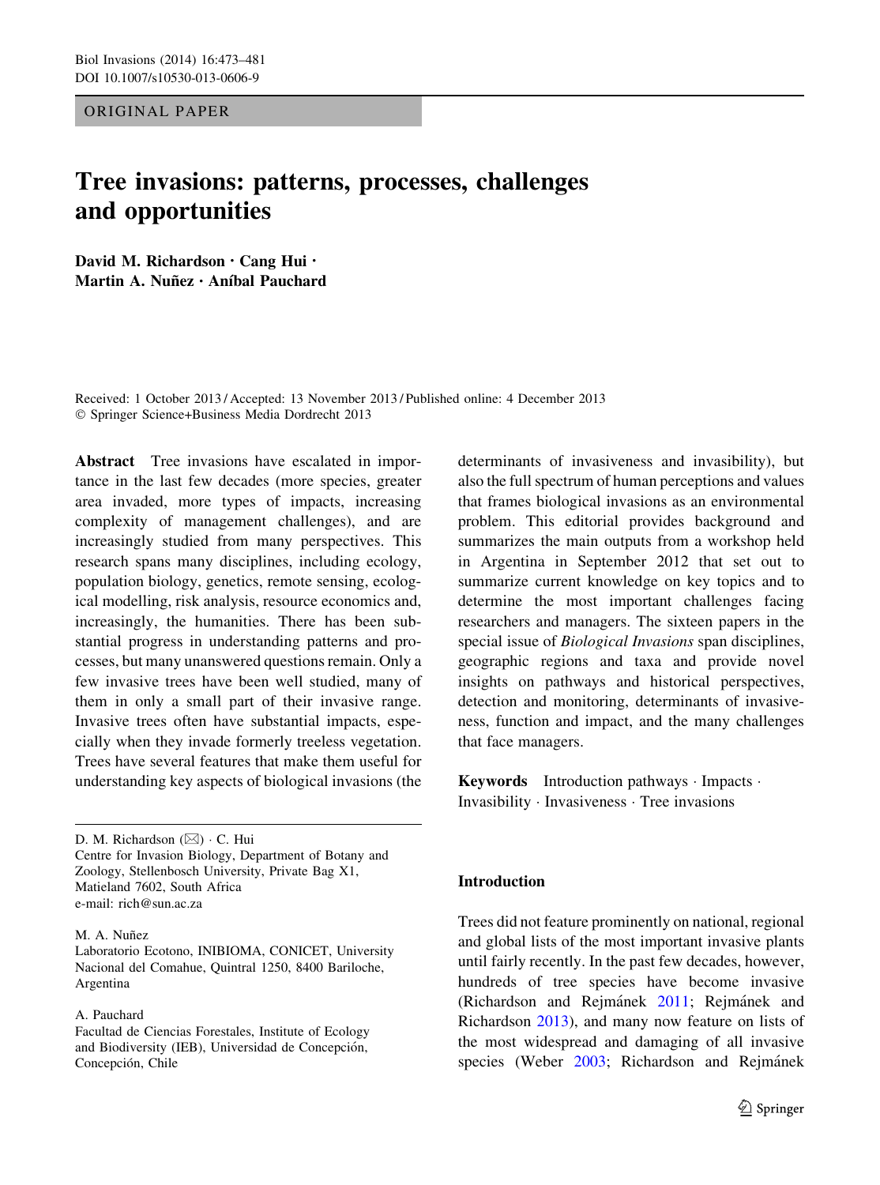ORIGINAL PAPER

# Tree invasions: patterns, processes, challenges and opportunities

**David M. Richardson · Cang Hui · Martin A. Nuñez · Aníbal Pauchard**

Received: 1 October 2013 / Accepted: 13 November 2013 / Published online: 4 December 2013
© Springer Science+Business Media Dordrecht 2013

**Abstract** Tree invasions have escalated in importance in the last few decades (more species, greater area invaded, more types of impacts, increasing complexity of management challenges), and are increasingly studied from many perspectives. This research spans many disciplines, including ecology, population biology, genetics, remote sensing, ecological modelling, risk analysis, resource economics and, increasingly, the humanities. There has been substantial progress in understanding patterns and processes, but many unanswered questions remain. Only a few invasive trees have been well studied, many of them in only a small part of their invasive range. Invasive trees often have substantial impacts, especially when they invade formerly treeless vegetation. Trees have several features that make them useful for understanding key aspects of biological invasions (the determinants of invasiveness and invasibility), but also the full spectrum of human perceptions and values that frames biological invasions as an environmental problem. This editorial provides background and summarizes the main outputs from a workshop held in Argentina in September 2012 that set out to summarize current knowledge on key topics and to determine the most important challenges facing researchers and managers. The sixteen papers in the special issue of *Biological Invasions* span disciplines, geographic regions and taxa and provide novel insights on pathways and historical perspectives, detection and monitoring, determinants of invasiveness, function and impact, and the many challenges that face managers.

**Keywords** Introduction pathways · Impacts · Invasibility · Invasiveness · Tree invasions

D. M. Richardson (✉) · C. Hui
Centre for Invasion Biology, Department of Botany and Zoology, Stellenbosch University, Private Bag X1, Matieland 7602, South Africa
e-mail: rich@sun.ac.za

M. A. Nuñez
Laboratorio Ecotono, INIBIOMA, CONICET, University Nacional del Comahue, Quintral 1250, 8400 Bariloche, Argentina

A. Pauchard
Facultad de Ciencias Forestales, Institute of Ecology and Biodiversity (IEB), Universidad de Concepción, Concepción, Chile

## Introduction

Trees did not feature prominently on national, regional and global lists of the most important invasive plants until fairly recently. In the past few decades, however, hundreds of tree species have become invasive (Richardson and Rejmánek 2011; Rejmánek and Richardson 2013), and many now feature on lists of the most widespread and damaging of all invasive species (Weber 2003; Richardson and Rejmánek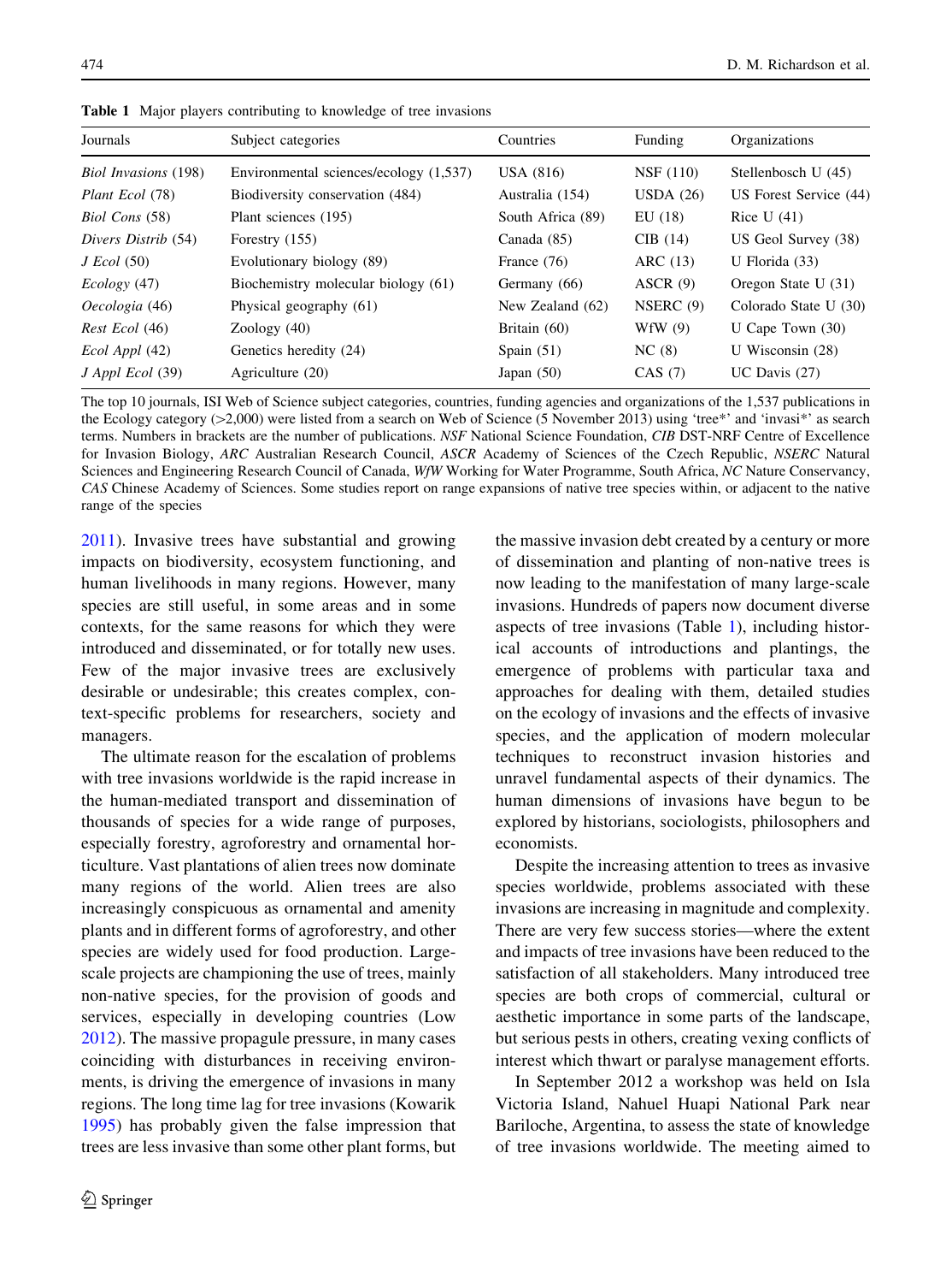**Table 1** Major players contributing to knowledge of tree invasions

| Journals | Subject categories | Countries | Funding | Organizations |
|---|---|---|---|---|
| *Biol Invasions* (198) | Environmental sciences/ecology (1,537) | USA (816) | NSF (110) | Stellenbosch U (45) |
| *Plant Ecol* (78) | Biodiversity conservation (484) | Australia (154) | USDA (26) | US Forest Service (44) |
| *Biol Cons* (58) | Plant sciences (195) | South Africa (89) | EU (18) | Rice U (41) |
| *Divers Distrib* (54) | Forestry (155) | Canada (85) | CIB (14) | US Geol Survey (38) |
| *J Ecol* (50) | Evolutionary biology (89) | France (76) | ARC (13) | U Florida (33) |
| *Ecology* (47) | Biochemistry molecular biology (61) | Germany (66) | ASCR (9) | Oregon State U (31) |
| *Oecologia* (46) | Physical geography (61) | New Zealand (62) | NSERC (9) | Colorado State U (30) |
| *Rest Ecol* (46) | Zoology (40) | Britain (60) | WfW (9) | U Cape Town (30) |
| *Ecol Appl* (42) | Genetics heredity (24) | Spain (51) | NC (8) | U Wisconsin (28) |
| *J Appl Ecol* (39) | Agriculture (20) | Japan (50) | CAS (7) | UC Davis (27) |

The top 10 journals, ISI Web of Science subject categories, countries, funding agencies and organizations of the 1,537 publications in the Ecology category (>2,000) were listed from a search on Web of Science (5 November 2013) using 'tree*' and 'invasi*' as search terms. Numbers in brackets are the number of publications. *NSF* National Science Foundation, *CIB* DST-NRF Centre of Excellence for Invasion Biology, *ARC* Australian Research Council, *ASCR* Academy of Sciences of the Czech Republic, *NSERC* Natural Sciences and Engineering Research Council of Canada, *WfW* Working for Water Programme, South Africa, *NC* Nature Conservancy, *CAS* Chinese Academy of Sciences. Some studies report on range expansions of native tree species within, or adjacent to the native range of the species

2011). Invasive trees have substantial and growing impacts on biodiversity, ecosystem functioning, and human livelihoods in many regions. However, many species are still useful, in some areas and in some contexts, for the same reasons for which they were introduced and disseminated, or for totally new uses. Few of the major invasive trees are exclusively desirable or undesirable; this creates complex, context-specific problems for researchers, society and managers.

The ultimate reason for the escalation of problems with tree invasions worldwide is the rapid increase in the human-mediated transport and dissemination of thousands of species for a wide range of purposes, especially forestry, agroforestry and ornamental horticulture. Vast plantations of alien trees now dominate many regions of the world. Alien trees are also increasingly conspicuous as ornamental and amenity plants and in different forms of agroforestry, and other species are widely used for food production. Large-scale projects are championing the use of trees, mainly non-native species, for the provision of goods and services, especially in developing countries (Low 2012). The massive propagule pressure, in many cases coinciding with disturbances in receiving environments, is driving the emergence of invasions in many regions. The long time lag for tree invasions (Kowarik 1995) has probably given the false impression that trees are less invasive than some other plant forms, but the massive invasion debt created by a century or more of dissemination and planting of non-native trees is now leading to the manifestation of many large-scale invasions. Hundreds of papers now document diverse aspects of tree invasions (Table 1), including historical accounts of introductions and plantings, the emergence of problems with particular taxa and approaches for dealing with them, detailed studies on the ecology of invasions and the effects of invasive species, and the application of modern molecular techniques to reconstruct invasion histories and unravel fundamental aspects of their dynamics. The human dimensions of invasions have begun to be explored by historians, sociologists, philosophers and economists.

Despite the increasing attention to trees as invasive species worldwide, problems associated with these invasions are increasing in magnitude and complexity. There are very few success stories—where the extent and impacts of tree invasions have been reduced to the satisfaction of all stakeholders. Many introduced tree species are both crops of commercial, cultural or aesthetic importance in some parts of the landscape, but serious pests in others, creating vexing conflicts of interest which thwart or paralyse management efforts.

In September 2012 a workshop was held on Isla Victoria Island, Nahuel Huapi National Park near Bariloche, Argentina, to assess the state of knowledge of tree invasions worldwide. The meeting aimed to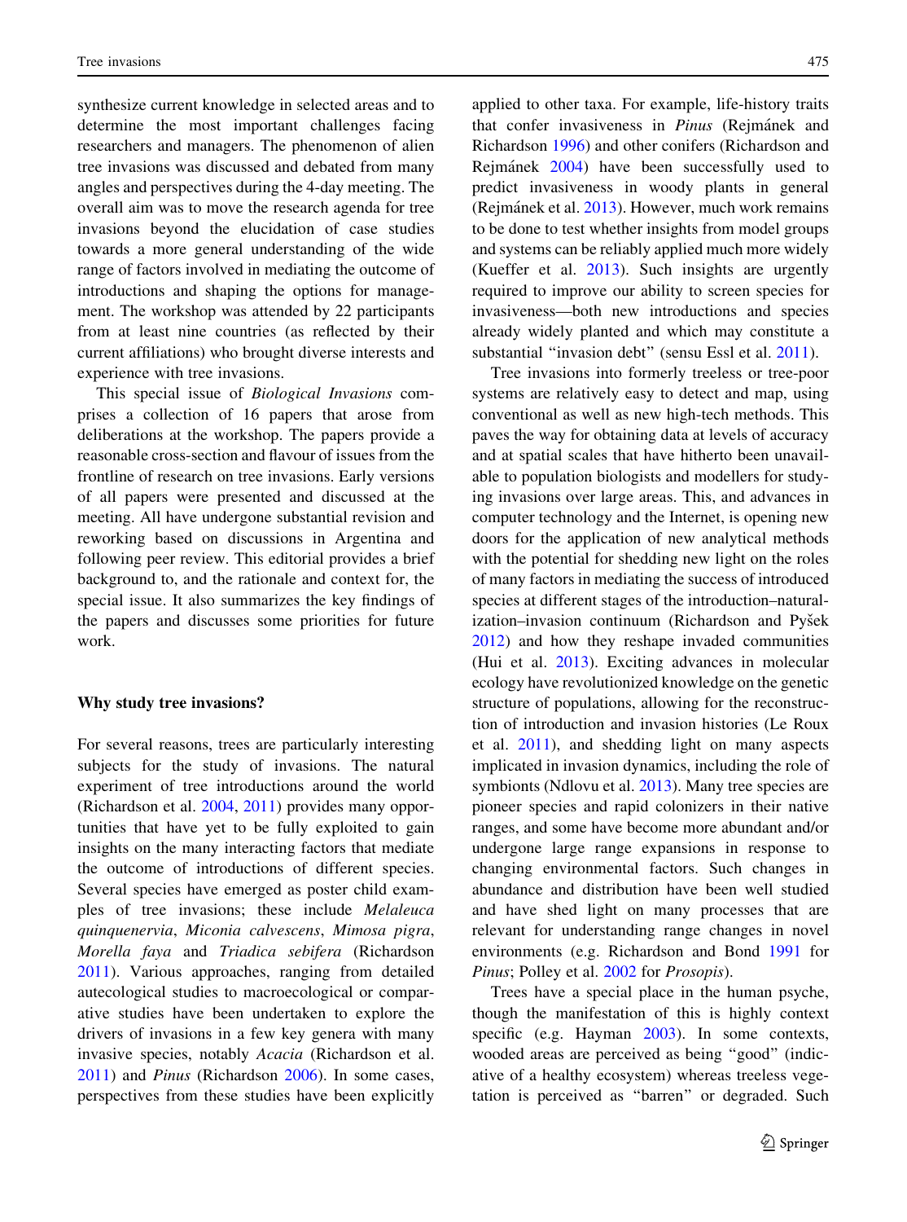synthesize current knowledge in selected areas and to determine the most important challenges facing researchers and managers. The phenomenon of alien tree invasions was discussed and debated from many angles and perspectives during the 4-day meeting. The overall aim was to move the research agenda for tree invasions beyond the elucidation of case studies towards a more general understanding of the wide range of factors involved in mediating the outcome of introductions and shaping the options for management. The workshop was attended by 22 participants from at least nine countries (as reflected by their current affiliations) who brought diverse interests and experience with tree invasions.

This special issue of *Biological Invasions* comprises a collection of 16 papers that arose from deliberations at the workshop. The papers provide a reasonable cross-section and flavour of issues from the frontline of research on tree invasions. Early versions of all papers were presented and discussed at the meeting. All have undergone substantial revision and reworking based on discussions in Argentina and following peer review. This editorial provides a brief background to, and the rationale and context for, the special issue. It also summarizes the key findings of the papers and discusses some priorities for future work.

## Why study tree invasions?

For several reasons, trees are particularly interesting subjects for the study of invasions. The natural experiment of tree introductions around the world (Richardson et al. 2004, 2011) provides many opportunities that have yet to be fully exploited to gain insights on the many interacting factors that mediate the outcome of introductions of different species. Several species have emerged as poster child examples of tree invasions; these include *Melaleuca quinquenervia*, *Miconia calvescens*, *Mimosa pigra*, *Morella faya* and *Triadica sebifera* (Richardson 2011). Various approaches, ranging from detailed autecological studies to macroecological or comparative studies have been undertaken to explore the drivers of invasions in a few key genera with many invasive species, notably *Acacia* (Richardson et al. 2011) and *Pinus* (Richardson 2006). In some cases, perspectives from these studies have been explicitly applied to other taxa. For example, life-history traits that confer invasiveness in *Pinus* (Rejmánek and Richardson 1996) and other conifers (Richardson and Rejmánek 2004) have been successfully used to predict invasiveness in woody plants in general (Rejmánek et al. 2013). However, much work remains to be done to test whether insights from model groups and systems can be reliably applied much more widely (Kueffer et al. 2013). Such insights are urgently required to improve our ability to screen species for invasiveness—both new introductions and species already widely planted and which may constitute a substantial "invasion debt" (sensu Essl et al. 2011).

Tree invasions into formerly treeless or tree-poor systems are relatively easy to detect and map, using conventional as well as new high-tech methods. This paves the way for obtaining data at levels of accuracy and at spatial scales that have hitherto been unavailable to population biologists and modellers for studying invasions over large areas. This, and advances in computer technology and the Internet, is opening new doors for the application of new analytical methods with the potential for shedding new light on the roles of many factors in mediating the success of introduced species at different stages of the introduction–naturalization–invasion continuum (Richardson and Pyšek 2012) and how they reshape invaded communities (Hui et al. 2013). Exciting advances in molecular ecology have revolutionized knowledge on the genetic structure of populations, allowing for the reconstruction of introduction and invasion histories (Le Roux et al. 2011), and shedding light on many aspects implicated in invasion dynamics, including the role of symbionts (Ndlovu et al. 2013). Many tree species are pioneer species and rapid colonizers in their native ranges, and some have become more abundant and/or undergone large range expansions in response to changing environmental factors. Such changes in abundance and distribution have been well studied and have shed light on many processes that are relevant for understanding range changes in novel environments (e.g. Richardson and Bond 1991 for *Pinus*; Polley et al. 2002 for *Prosopis*).

Trees have a special place in the human psyche, though the manifestation of this is highly context specific (e.g. Hayman 2003). In some contexts, wooded areas are perceived as being "good" (indicative of a healthy ecosystem) whereas treeless vegetation is perceived as "barren" or degraded. Such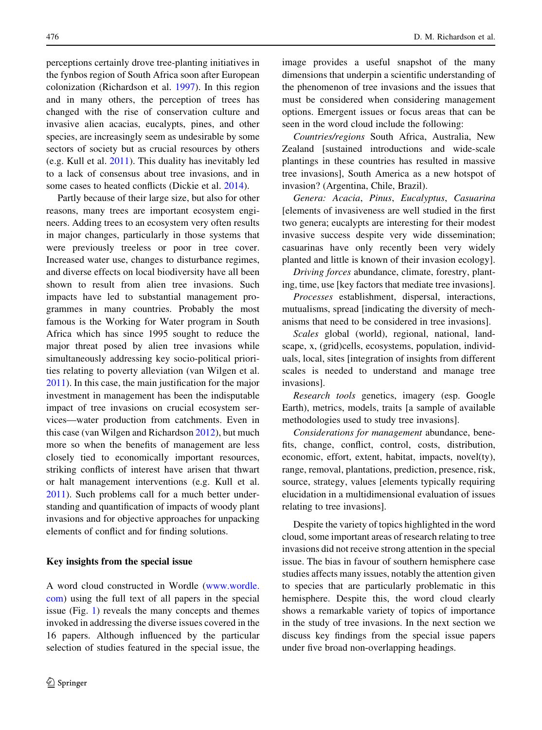perceptions certainly drove tree-planting initiatives in the fynbos region of South Africa soon after European colonization (Richardson et al. 1997). In this region and in many others, the perception of trees has changed with the rise of conservation culture and invasive alien acacias, eucalypts, pines, and other species, are increasingly seem as undesirable by some sectors of society but as crucial resources by others (e.g. Kull et al. 2011). This duality has inevitably led to a lack of consensus about tree invasions, and in some cases to heated conflicts (Dickie et al. 2014).

Partly because of their large size, but also for other reasons, many trees are important ecosystem engineers. Adding trees to an ecosystem very often results in major changes, particularly in those systems that were previously treeless or poor in tree cover. Increased water use, changes to disturbance regimes, and diverse effects on local biodiversity have all been shown to result from alien tree invasions. Such impacts have led to substantial management programmes in many countries. Probably the most famous is the Working for Water program in South Africa which has since 1995 sought to reduce the major threat posed by alien tree invasions while simultaneously addressing key socio-political priorities relating to poverty alleviation (van Wilgen et al. 2011). In this case, the main justification for the major investment in management has been the indisputable impact of tree invasions on crucial ecosystem services—water production from catchments. Even in this case (van Wilgen and Richardson 2012), but much more so when the benefits of management are less closely tied to economically important resources, striking conflicts of interest have arisen that thwart or halt management interventions (e.g. Kull et al. 2011). Such problems call for a much better understanding and quantification of impacts of woody plant invasions and for objective approaches for unpacking elements of conflict and for finding solutions.

## Key insights from the special issue

A word cloud constructed in Wordle (www.wordle.com) using the full text of all papers in the special issue (Fig. 1) reveals the many concepts and themes invoked in addressing the diverse issues covered in the 16 papers. Although influenced by the particular selection of studies featured in the special issue, the image provides a useful snapshot of the many dimensions that underpin a scientific understanding of the phenomenon of tree invasions and the issues that must be considered when considering management options. Emergent issues or focus areas that can be seen in the word cloud include the following:

*Countries/regions* South Africa, Australia, New Zealand [sustained introductions and wide-scale plantings in these countries has resulted in massive tree invasions], South America as a new hotspot of invasion? (Argentina, Chile, Brazil).

*Genera: Acacia*, *Pinus*, *Eucalyptus*, *Casuarina* [elements of invasiveness are well studied in the first two genera; eucalypts are interesting for their modest invasive success despite very wide dissemination; casuarinas have only recently been very widely planted and little is known of their invasion ecology].

*Driving forces* abundance, climate, forestry, planting, time, use [key factors that mediate tree invasions].

*Processes* establishment, dispersal, interactions, mutualisms, spread [indicating the diversity of mechanisms that need to be considered in tree invasions].

*Scales* global (world), regional, national, landscape, x, (grid)cells, ecosystems, population, individuals, local, sites [integration of insights from different scales is needed to understand and manage tree invasions].

*Research tools* genetics, imagery (esp. Google Earth), metrics, models, traits [a sample of available methodologies used to study tree invasions].

*Considerations for management* abundance, benefits, change, conflict, control, costs, distribution, economic, effort, extent, habitat, impacts, novel(ty), range, removal, plantations, prediction, presence, risk, source, strategy, values [elements typically requiring elucidation in a multidimensional evaluation of issues relating to tree invasions].

Despite the variety of topics highlighted in the word cloud, some important areas of research relating to tree invasions did not receive strong attention in the special issue. The bias in favour of southern hemisphere case studies affects many issues, notably the attention given to species that are particularly problematic in this hemisphere. Despite this, the word cloud clearly shows a remarkable variety of topics of importance in the study of tree invasions. In the next section we discuss key findings from the special issue papers under five broad non-overlapping headings.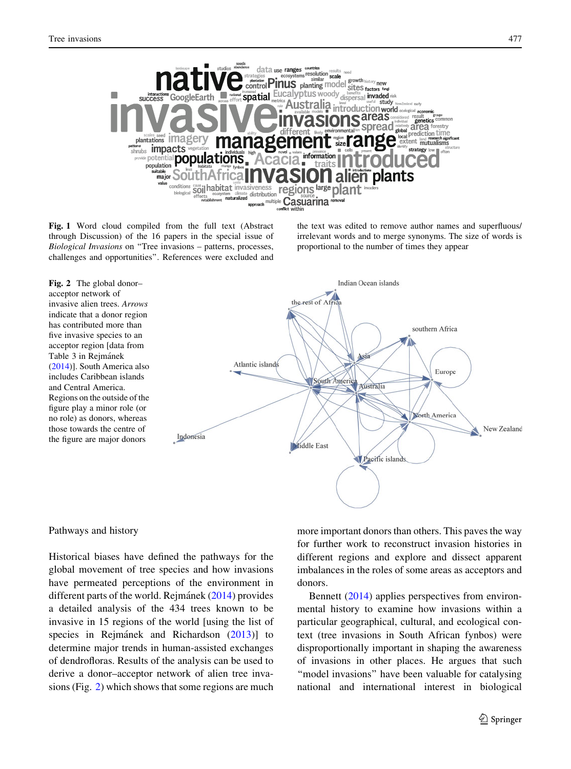Fig. 1 Word cloud compiled from the full text (Abstract through Discussion) of the 16 papers in the special issue of *Biological Invasions* on "Tree invasions – patterns, processes, challenges and opportunities". References were excluded and the text was edited to remove author names and superfluous/irrelevant words and to merge synonyms. The size of words is proportional to the number of times they appear

Fig. 2 The global donor–acceptor network of invasive alien trees. *Arrows* indicate that a donor region has contributed more than five invasive species to an acceptor region [data from Table 3 in Rejmánek (2014)]. South America also includes Caribbean islands and Central America. Regions on the outside of the figure play a minor role (or no role) as donors, whereas those towards the centre of the figure are major donors

## Pathways and history

Historical biases have defined the pathways for the global movement of tree species and how invasions have permeated perceptions of the environment in different parts of the world. Rejmánek (2014) provides a detailed analysis of the 434 trees known to be invasive in 15 regions of the world [using the list of species in Rejmánek and Richardson (2013)] to determine major trends in human-assisted exchanges of dendrofloras. Results of the analysis can be used to derive a donor–acceptor network of alien tree invasions (Fig. 2) which shows that some regions are much more important donors than others. This paves the way for further work to reconstruct invasion histories in different regions and explore and dissect apparent imbalances in the roles of some areas as acceptors and donors.

Bennett (2014) applies perspectives from environmental history to examine how invasions within a particular geographical, cultural, and ecological context (tree invasions in South African fynbos) were disproportionally important in shaping the awareness of invasions in other places. He argues that such "model invasions" have been valuable for catalysing national and international interest in biological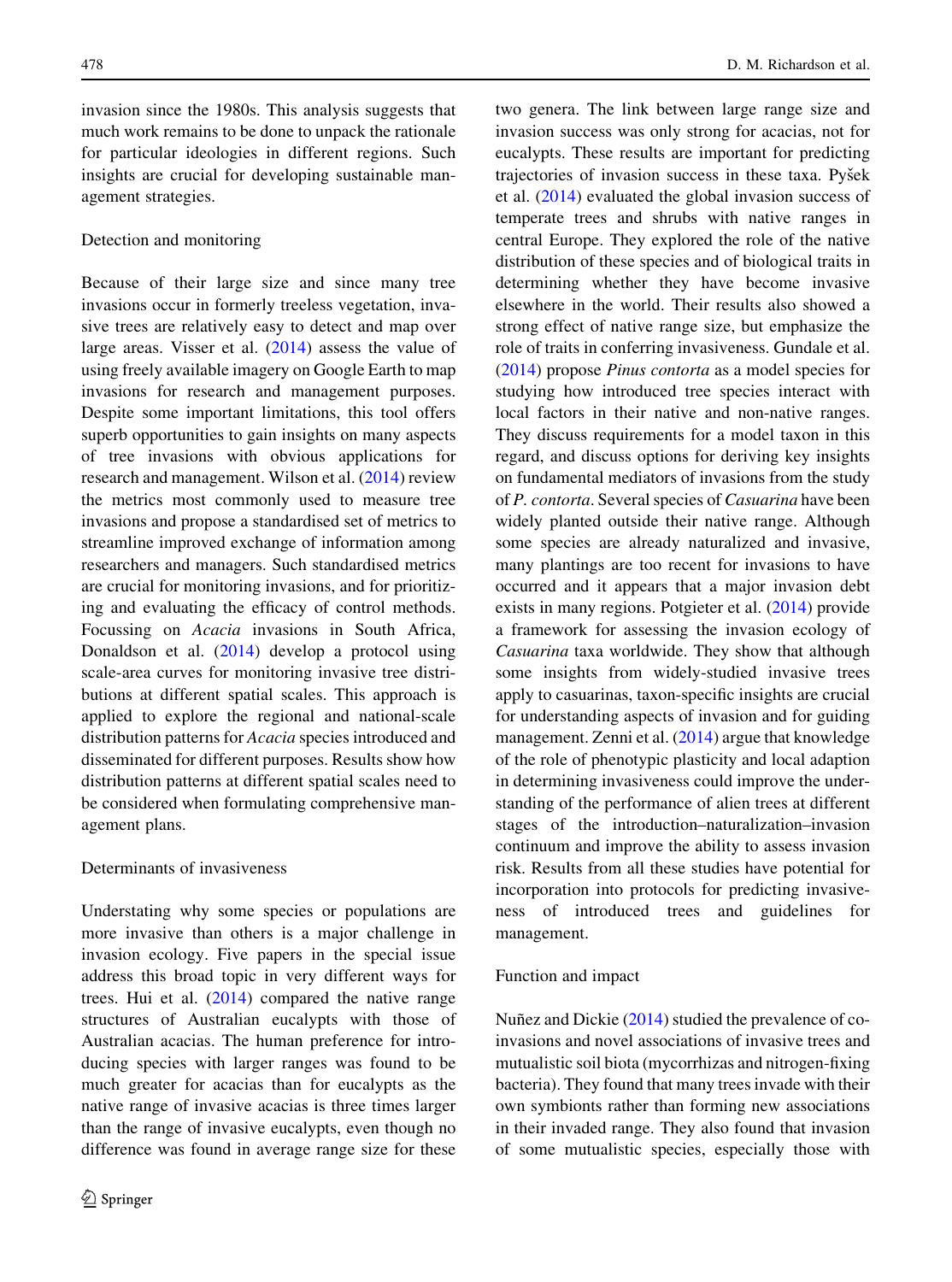invasion since the 1980s. This analysis suggests that much work remains to be done to unpack the rationale for particular ideologies in different regions. Such insights are crucial for developing sustainable management strategies.

## Detection and monitoring

Because of their large size and since many tree invasions occur in formerly treeless vegetation, invasive trees are relatively easy to detect and map over large areas. Visser et al. (2014) assess the value of using freely available imagery on Google Earth to map invasions for research and management purposes. Despite some important limitations, this tool offers superb opportunities to gain insights on many aspects of tree invasions with obvious applications for research and management. Wilson et al. (2014) review the metrics most commonly used to measure tree invasions and propose a standardised set of metrics to streamline improved exchange of information among researchers and managers. Such standardised metrics are crucial for monitoring invasions, and for prioritizing and evaluating the efficacy of control methods. Focussing on *Acacia* invasions in South Africa, Donaldson et al. (2014) develop a protocol using scale-area curves for monitoring invasive tree distributions at different spatial scales. This approach is applied to explore the regional and national-scale distribution patterns for *Acacia* species introduced and disseminated for different purposes. Results show how distribution patterns at different spatial scales need to be considered when formulating comprehensive management plans.

## Determinants of invasiveness

Understating why some species or populations are more invasive than others is a major challenge in invasion ecology. Five papers in the special issue address this broad topic in very different ways for trees. Hui et al. (2014) compared the native range structures of Australian eucalypts with those of Australian acacias. The human preference for introducing species with larger ranges was found to be much greater for acacias than for eucalypts as the native range of invasive acacias is three times larger than the range of invasive eucalypts, even though no difference was found in average range size for these two genera. The link between large range size and invasion success was only strong for acacias, not for eucalypts. These results are important for predicting trajectories of invasion success in these taxa. Pyšek et al. (2014) evaluated the global invasion success of temperate trees and shrubs with native ranges in central Europe. They explored the role of the native distribution of these species and of biological traits in determining whether they have become invasive elsewhere in the world. Their results also showed a strong effect of native range size, but emphasize the role of traits in conferring invasiveness. Gundale et al. (2014) propose *Pinus contorta* as a model species for studying how introduced tree species interact with local factors in their native and non-native ranges. They discuss requirements for a model taxon in this regard, and discuss options for deriving key insights on fundamental mediators of invasions from the study of *P. contorta*. Several species of *Casuarina* have been widely planted outside their native range. Although some species are already naturalized and invasive, many plantings are too recent for invasions to have occurred and it appears that a major invasion debt exists in many regions. Potgieter et al. (2014) provide a framework for assessing the invasion ecology of *Casuarina* taxa worldwide. They show that although some insights from widely-studied invasive trees apply to casuarinas, taxon-specific insights are crucial for understanding aspects of invasion and for guiding management. Zenni et al. (2014) argue that knowledge of the role of phenotypic plasticity and local adaption in determining invasiveness could improve the understanding of the performance of alien trees at different stages of the introduction–naturalization–invasion continuum and improve the ability to assess invasion risk. Results from all these studies have potential for incorporation into protocols for predicting invasiveness of introduced trees and guidelines for management.

## Function and impact

Nuñez and Dickie (2014) studied the prevalence of co-invasions and novel associations of invasive trees and mutualistic soil biota (mycorrhizas and nitrogen-fixing bacteria). They found that many trees invade with their own symbionts rather than forming new associations in their invaded range. They also found that invasion of some mutualistic species, especially those with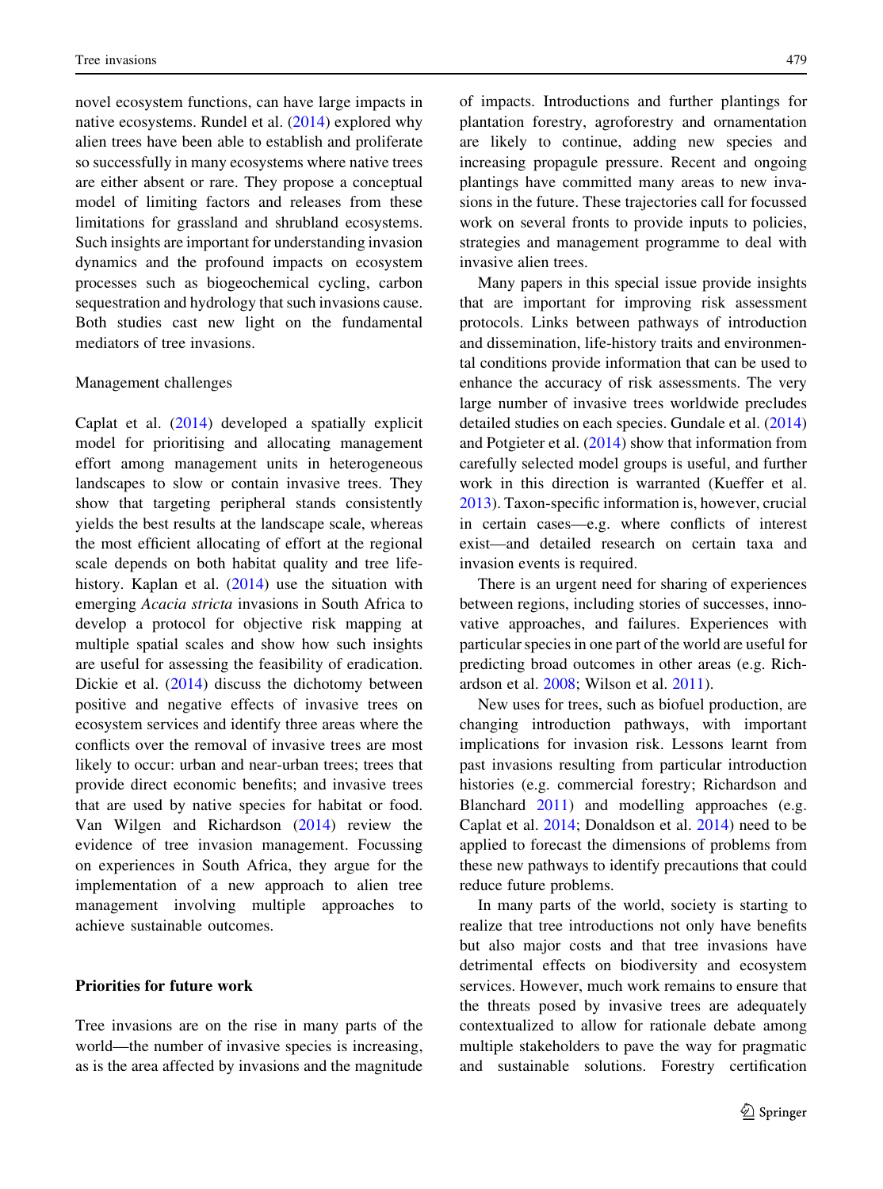novel ecosystem functions, can have large impacts in native ecosystems. Rundel et al. (2014) explored why alien trees have been able to establish and proliferate so successfully in many ecosystems where native trees are either absent or rare. They propose a conceptual model of limiting factors and releases from these limitations for grassland and shrubland ecosystems. Such insights are important for understanding invasion dynamics and the profound impacts on ecosystem processes such as biogeochemical cycling, carbon sequestration and hydrology that such invasions cause. Both studies cast new light on the fundamental mediators of tree invasions.

### Management challenges

Caplat et al. (2014) developed a spatially explicit model for prioritising and allocating management effort among management units in heterogeneous landscapes to slow or contain invasive trees. They show that targeting peripheral stands consistently yields the best results at the landscape scale, whereas the most efficient allocating of effort at the regional scale depends on both habitat quality and tree life-history. Kaplan et al. (2014) use the situation with emerging *Acacia stricta* invasions in South Africa to develop a protocol for objective risk mapping at multiple spatial scales and show how such insights are useful for assessing the feasibility of eradication. Dickie et al. (2014) discuss the dichotomy between positive and negative effects of invasive trees on ecosystem services and identify three areas where the conflicts over the removal of invasive trees are most likely to occur: urban and near-urban trees; trees that provide direct economic benefits; and invasive trees that are used by native species for habitat or food. Van Wilgen and Richardson (2014) review the evidence of tree invasion management. Focussing on experiences in South Africa, they argue for the implementation of a new approach to alien tree management involving multiple approaches to achieve sustainable outcomes.

## Priorities for future work

Tree invasions are on the rise in many parts of the world—the number of invasive species is increasing, as is the area affected by invasions and the magnitude of impacts. Introductions and further plantings for plantation forestry, agroforestry and ornamentation are likely to continue, adding new species and increasing propagule pressure. Recent and ongoing plantings have committed many areas to new invasions in the future. These trajectories call for focussed work on several fronts to provide inputs to policies, strategies and management programme to deal with invasive alien trees.

Many papers in this special issue provide insights that are important for improving risk assessment protocols. Links between pathways of introduction and dissemination, life-history traits and environmental conditions provide information that can be used to enhance the accuracy of risk assessments. The very large number of invasive trees worldwide precludes detailed studies on each species. Gundale et al. (2014) and Potgieter et al. (2014) show that information from carefully selected model groups is useful, and further work in this direction is warranted (Kueffer et al. 2013). Taxon-specific information is, however, crucial in certain cases—e.g. where conflicts of interest exist—and detailed research on certain taxa and invasion events is required.

There is an urgent need for sharing of experiences between regions, including stories of successes, innovative approaches, and failures. Experiences with particular species in one part of the world are useful for predicting broad outcomes in other areas (e.g. Richardson et al. 2008; Wilson et al. 2011).

New uses for trees, such as biofuel production, are changing introduction pathways, with important implications for invasion risk. Lessons learnt from past invasions resulting from particular introduction histories (e.g. commercial forestry; Richardson and Blanchard 2011) and modelling approaches (e.g. Caplat et al. 2014; Donaldson et al. 2014) need to be applied to forecast the dimensions of problems from these new pathways to identify precautions that could reduce future problems.

In many parts of the world, society is starting to realize that tree introductions not only have benefits but also major costs and that tree invasions have detrimental effects on biodiversity and ecosystem services. However, much work remains to ensure that the threats posed by invasive trees are adequately contextualized to allow for rationale debate among multiple stakeholders to pave the way for pragmatic and sustainable solutions. Forestry certification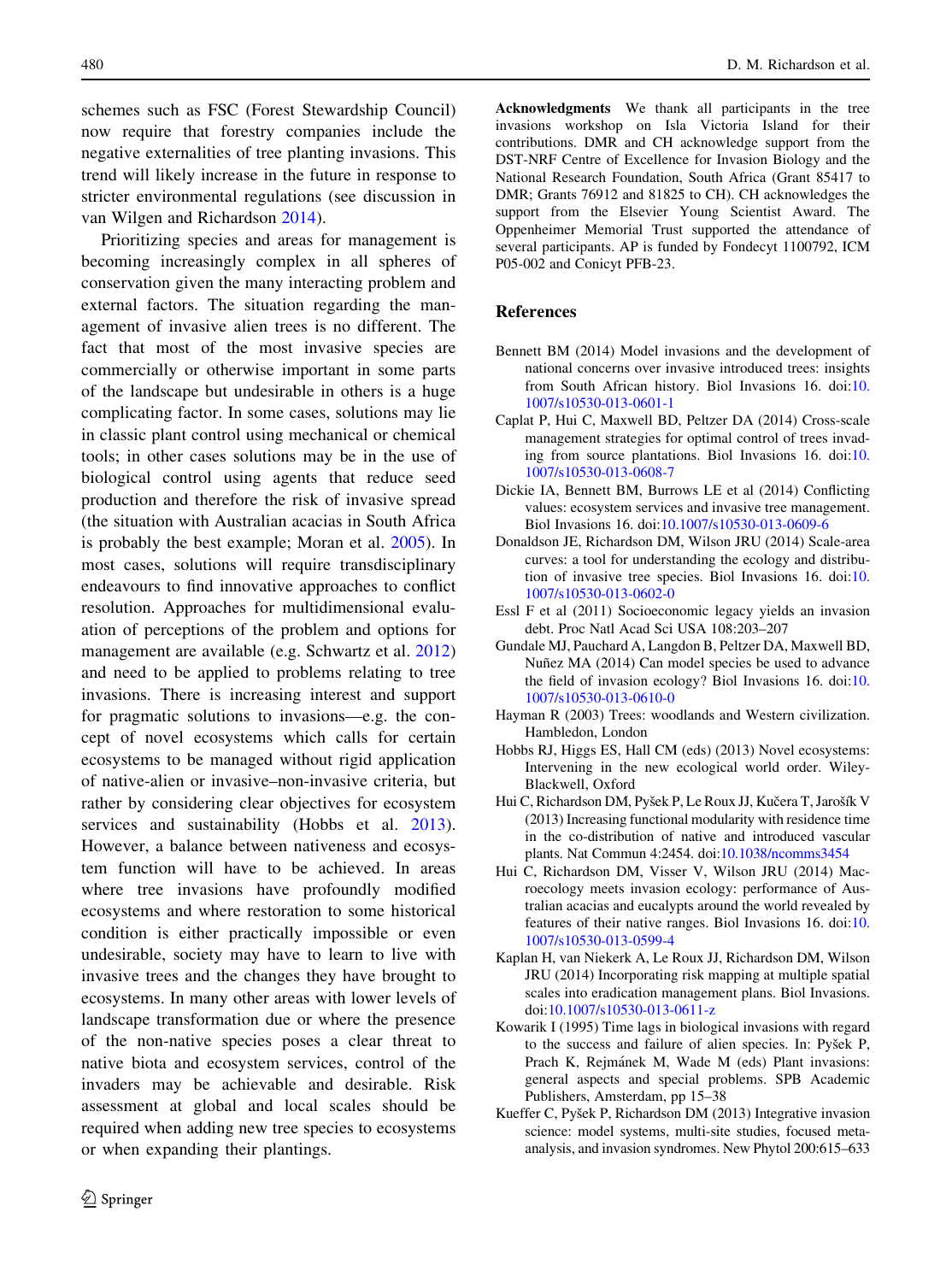schemes such as FSC (Forest Stewardship Council) now require that forestry companies include the negative externalities of tree planting invasions. This trend will likely increase in the future in response to stricter environmental regulations (see discussion in van Wilgen and Richardson 2014).

Prioritizing species and areas for management is becoming increasingly complex in all spheres of conservation given the many interacting problem and external factors. The situation regarding the management of invasive alien trees is no different. The fact that most of the most invasive species are commercially or otherwise important in some parts of the landscape but undesirable in others is a huge complicating factor. In some cases, solutions may lie in classic plant control using mechanical or chemical tools; in other cases solutions may be in the use of biological control using agents that reduce seed production and therefore the risk of invasive spread (the situation with Australian acacias in South Africa is probably the best example; Moran et al. 2005). In most cases, solutions will require transdisciplinary endeavours to find innovative approaches to conflict resolution. Approaches for multidimensional evaluation of perceptions of the problem and options for management are available (e.g. Schwartz et al. 2012) and need to be applied to problems relating to tree invasions. There is increasing interest and support for pragmatic solutions to invasions—e.g. the concept of novel ecosystems which calls for certain ecosystems to be managed without rigid application of native-alien or invasive–non-invasive criteria, but rather by considering clear objectives for ecosystem services and sustainability (Hobbs et al. 2013). However, a balance between nativeness and ecosystem function will have to be achieved. In areas where tree invasions have profoundly modified ecosystems and where restoration to some historical condition is either practically impossible or even undesirable, society may have to learn to live with invasive trees and the changes they have brought to ecosystems. In many other areas with lower levels of landscape transformation due or where the presence of the non-native species poses a clear threat to native biota and ecosystem services, control of the invaders may be achievable and desirable. Risk assessment at global and local scales should be required when adding new tree species to ecosystems or when expanding their plantings.

**Acknowledgments** We thank all participants in the tree invasions workshop on Isla Victoria Island for their contributions. DMR and CH acknowledge support from the DST-NRF Centre of Excellence for Invasion Biology and the National Research Foundation, South Africa (Grant 85417 to DMR; Grants 76912 and 81825 to CH). CH acknowledges the support from the Elsevier Young Scientist Award. The Oppenheimer Memorial Trust supported the attendance of several participants. AP is funded by Fondecyt 1100792, ICM P05-002 and Conicyt PFB-23.

## References

Bennett BM (2014) Model invasions and the development of national concerns over invasive introduced trees: insights from South African history. Biol Invasions 16. doi:10.1007/s10530-013-0601-1

Caplat P, Hui C, Maxwell BD, Peltzer DA (2014) Cross-scale management strategies for optimal control of trees invading from source plantations. Biol Invasions 16. doi:10.1007/s10530-013-0608-7

Dickie IA, Bennett BM, Burrows LE et al (2014) Conflicting values: ecosystem services and invasive tree management. Biol Invasions 16. doi:10.1007/s10530-013-0609-6

Donaldson JE, Richardson DM, Wilson JRU (2014) Scale-area curves: a tool for understanding the ecology and distribution of invasive tree species. Biol Invasions 16. doi:10.1007/s10530-013-0602-0

Essl F et al (2011) Socioeconomic legacy yields an invasion debt. Proc Natl Acad Sci USA 108:203–207

Gundale MJ, Pauchard A, Langdon B, Peltzer DA, Maxwell BD, Nuñez MA (2014) Can model species be used to advance the field of invasion ecology? Biol Invasions 16. doi:10.1007/s10530-013-0610-0

Hayman R (2003) Trees: woodlands and Western civilization. Hambledon, London

Hobbs RJ, Higgs ES, Hall CM (eds) (2013) Novel ecosystems: Intervening in the new ecological world order. Wiley-Blackwell, Oxford

Hui C, Richardson DM, Pyšek P, Le Roux JJ, Kučera T, Jarošík V (2013) Increasing functional modularity with residence time in the co-distribution of native and introduced vascular plants. Nat Commun 4:2454. doi:10.1038/ncomms3454

Hui C, Richardson DM, Visser V, Wilson JRU (2014) Macroecology meets invasion ecology: performance of Australian acacias and eucalypts around the world revealed by features of their native ranges. Biol Invasions 16. doi:10.1007/s10530-013-0599-4

Kaplan H, van Niekerk A, Le Roux JJ, Richardson DM, Wilson JRU (2014) Incorporating risk mapping at multiple spatial scales into eradication management plans. Biol Invasions. doi:10.1007/s10530-013-0611-z

Kowarik I (1995) Time lags in biological invasions with regard to the success and failure of alien species. In: Pyšek P, Prach K, Rejmánek M, Wade M (eds) Plant invasions: general aspects and special problems. SPB Academic Publishers, Amsterdam, pp 15–38

Kueffer C, Pyšek P, Richardson DM (2013) Integrative invasion science: model systems, multi-site studies, focused meta-analysis, and invasion syndromes. New Phytol 200:615–633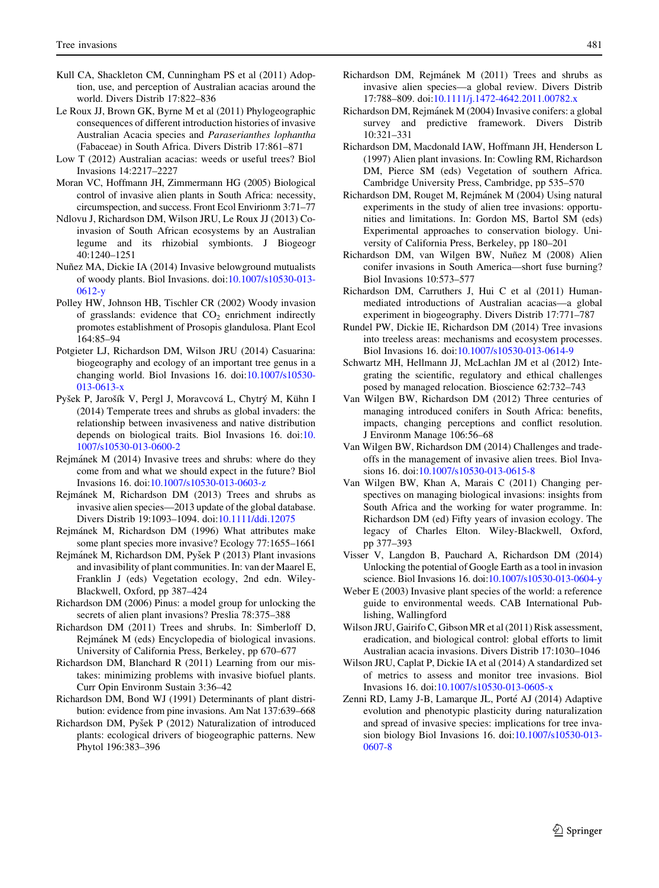Kull CA, Shackleton CM, Cunningham PS et al (2011) Adoption, use, and perception of Australian acacias around the world. Divers Distrib 17:822–836

Le Roux JJ, Brown GK, Byrne M et al (2011) Phylogeographic consequences of different introduction histories of invasive Australian Acacia species and *Paraserianthes lophantha* (Fabaceae) in South Africa. Divers Distrib 17:861–871

Low T (2012) Australian acacias: weeds or useful trees? Biol Invasions 14:2217–2227

Moran VC, Hoffmann JH, Zimmermann HG (2005) Biological control of invasive alien plants in South Africa: necessity, circumspection, and success. Front Ecol Envirionm 3:71–77

Ndlovu J, Richardson DM, Wilson JRU, Le Roux JJ (2013) Co-invasion of South African ecosystems by an Australian legume and its rhizobial symbionts. J Biogeogr 40:1240–1251

Nuñez MA, Dickie IA (2014) Invasive belowground mutualists of woody plants. Biol Invasions. doi:10.1007/s10530-013-0612-y

Polley HW, Johnson HB, Tischler CR (2002) Woody invasion of grasslands: evidence that $CO_2$ enrichment indirectly promotes establishment of Prosopis glandulosa. Plant Ecol 164:85–94

Potgieter LJ, Richardson DM, Wilson JRU (2014) Casuarina: biogeography and ecology of an important tree genus in a changing world. Biol Invasions 16. doi:10.1007/s10530-013-0613-x

Pyšek P, Jarošík V, Pergl J, Moravcová L, Chytrý M, Kühn I (2014) Temperate trees and shrubs as global invaders: the relationship between invasiveness and native distribution depends on biological traits. Biol Invasions 16. doi:10.1007/s10530-013-0600-2

Rejmánek M (2014) Invasive trees and shrubs: where do they come from and what we should expect in the future? Biol Invasions 16. doi:10.1007/s10530-013-0603-z

Rejmánek M, Richardson DM (2013) Trees and shrubs as invasive alien species—2013 update of the global database. Divers Distrib 19:1093–1094. doi:10.1111/ddi.12075

Rejmánek M, Richardson DM (1996) What attributes make some plant species more invasive? Ecology 77:1655–1661

Rejmánek M, Richardson DM, Pyšek P (2013) Plant invasions and invasibility of plant communities. In: van der Maarel E, Franklin J (eds) Vegetation ecology, 2nd edn. Wiley-Blackwell, Oxford, pp 387–424

Richardson DM (2006) Pinus: a model group for unlocking the secrets of alien plant invasions? Preslia 78:375–388

Richardson DM (2011) Trees and shrubs. In: Simberloff D, Rejmánek M (eds) Encyclopedia of biological invasions. University of California Press, Berkeley, pp 670–677

Richardson DM, Blanchard R (2011) Learning from our mistakes: minimizing problems with invasive biofuel plants. Curr Opin Environm Sustain 3:36–42

Richardson DM, Bond WJ (1991) Determinants of plant distribution: evidence from pine invasions. Am Nat 137:639–668

Richardson DM, Pyšek P (2012) Naturalization of introduced plants: ecological drivers of biogeographic patterns. New Phytol 196:383–396

Richardson DM, Rejmánek M (2011) Trees and shrubs as invasive alien species—a global review. Divers Distrib 17:788–809. doi:10.1111/j.1472-4642.2011.00782.x

Richardson DM, Rejmánek M (2004) Invasive conifers: a global survey and predictive framework. Divers Distrib 10:321–331

Richardson DM, Macdonald IAW, Hoffmann JH, Henderson L (1997) Alien plant invasions. In: Cowling RM, Richardson DM, Pierce SM (eds) Vegetation of southern Africa. Cambridge University Press, Cambridge, pp 535–570

Richardson DM, Rouget M, Rejmánek M (2004) Using natural experiments in the study of alien tree invasions: opportunities and limitations. In: Gordon MS, Bartol SM (eds) Experimental approaches to conservation biology. University of California Press, Berkeley, pp 180–201

Richardson DM, van Wilgen BW, Nuñez M (2008) Alien conifer invasions in South America—short fuse burning? Biol Invasions 10:573–577

Richardson DM, Carruthers J, Hui C et al (2011) Human-mediated introductions of Australian acacias—a global experiment in biogeography. Divers Distrib 17:771–787

Rundel PW, Dickie IE, Richardson DM (2014) Tree invasions into treeless areas: mechanisms and ecosystem processes. Biol Invasions 16. doi:10.1007/s10530-013-0614-9

Schwartz MH, Hellmann JJ, McLachlan JM et al (2012) Integrating the scientific, regulatory and ethical challenges posed by managed relocation. Bioscience 62:732–743

Van Wilgen BW, Richardson DM (2012) Three centuries of managing introduced conifers in South Africa: benefits, impacts, changing perceptions and conflict resolution. J Environm Manage 106:56–68

Van Wilgen BW, Richardson DM (2014) Challenges and trade-offs in the management of invasive alien trees. Biol Invasions 16. doi:10.1007/s10530-013-0615-8

Van Wilgen BW, Khan A, Marais C (2011) Changing perspectives on managing biological invasions: insights from South Africa and the working for water programme. In: Richardson DM (ed) Fifty years of invasion ecology. The legacy of Charles Elton. Wiley-Blackwell, Oxford, pp 377–393

Visser V, Langdon B, Pauchard A, Richardson DM (2014) Unlocking the potential of Google Earth as a tool in invasion science. Biol Invasions 16. doi:10.1007/s10530-013-0604-y

Weber E (2003) Invasive plant species of the world: a reference guide to environmental weeds. CAB International Publishing, Wallingford

Wilson JRU, Gairifo C, Gibson MR et al (2011) Risk assessment, eradication, and biological control: global efforts to limit Australian acacia invasions. Divers Distrib 17:1030–1046

Wilson JRU, Caplat P, Dickie IA et al (2014) A standardized set of metrics to assess and monitor tree invasions. Biol Invasions 16. doi:10.1007/s10530-013-0605-x

Zenni RD, Lamy J-B, Lamarque LJ, Porté AJ (2014) Adaptive evolution and phenotypic plasticity during naturalization and spread of invasive species: implications for tree invasion biology Biol Invasions 16. doi:10.1007/s10530-013-0607-8